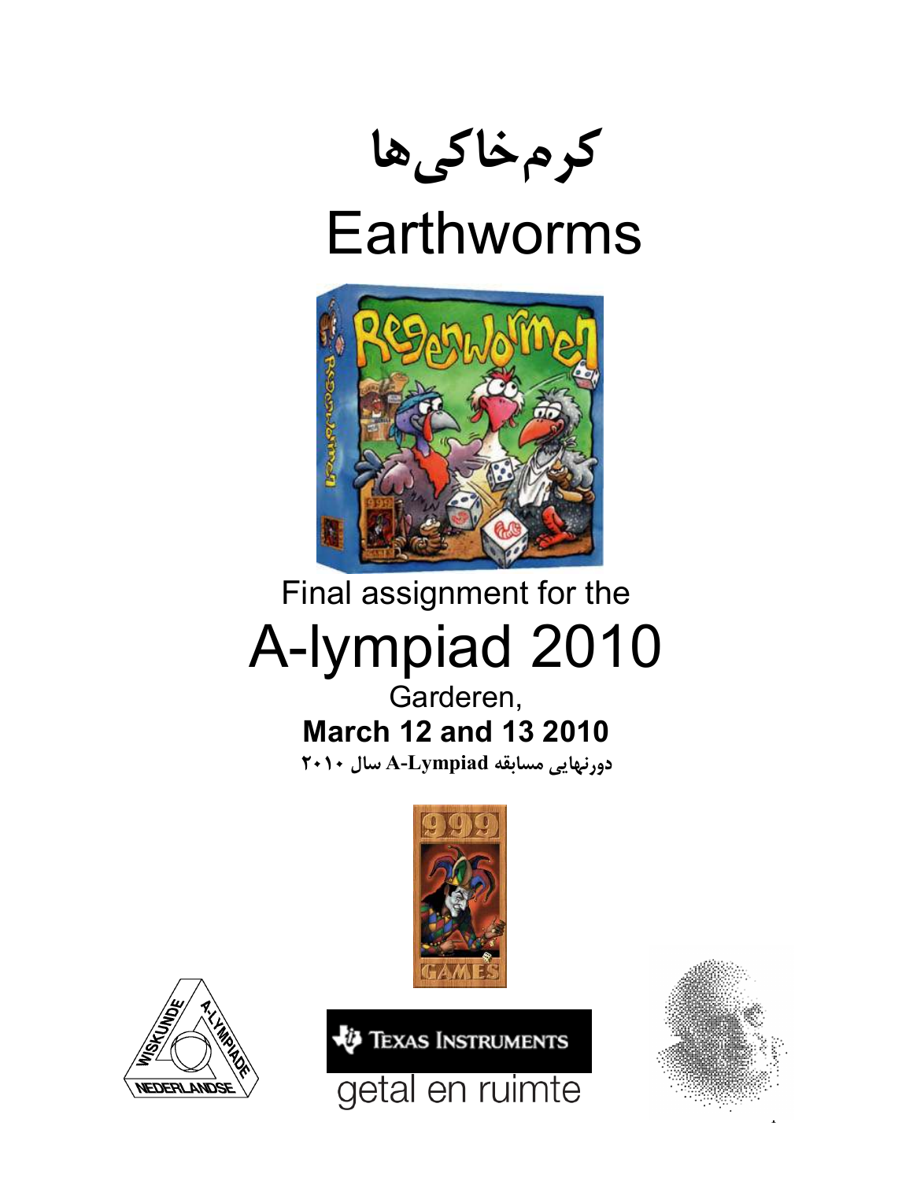# کرم‌خاکی‌ها

# Earthworms

Final assignment for the

# A-lympiad 2010

Garderen,

**March 12 and 13 2010**

**دورنهایی مسابقه A-Lympiad سال ۲۰۱۰**

TEXAS INSTRUMENTS

getal en ruimte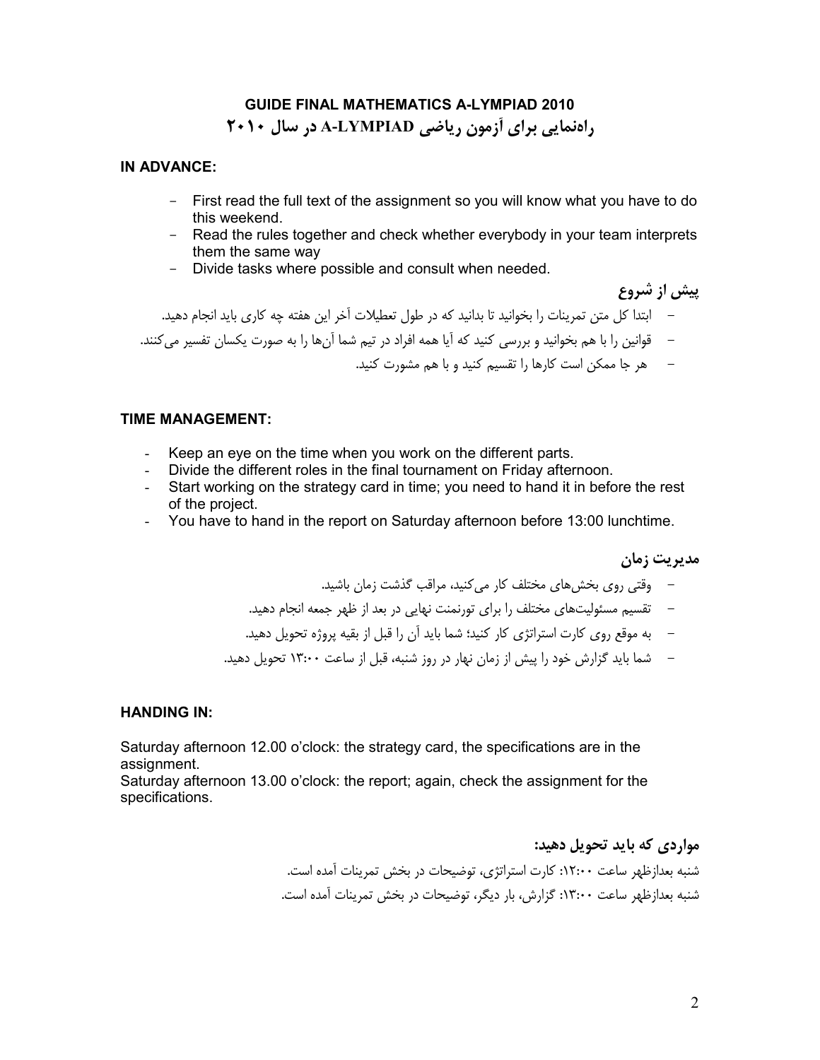## GUIDE FINAL MATHEMATICS A-LYMPIAD 2010
## راه‌نمایی برای آزمون ریاضی A-LYMPIAD در سال ۲۰۱۰

**IN ADVANCE:**

- First read the full text of the assignment so you will know what you have to do this weekend.
- Read the rules together and check whether everybody in your team interprets them the same way
- Divide tasks where possible and consult when needed.

### پیش از شروع

- ابتدا کل متن تمرینات را بخوانید تا بدانید که در طول تعطیلات آخر این هفته چه کاری باید انجام دهید.
- قوانین را با هم بخوانید و بررسی کنید که آیا همه افراد در تیم شما آن‌ها را به صورت یکسان تفسیر می‌کنند.
- هر جا ممکن است کارها را تقسیم کنید و با هم مشورت کنید.

**TIME MANAGEMENT:**

- Keep an eye on the time when you work on the different parts.
- Divide the different roles in the final tournament on Friday afternoon.
- Start working on the strategy card in time; you need to hand it in before the rest of the project.
- You have to hand in the report on Saturday afternoon before 13:00 lunchtime.

### مدیریت زمان

- وقتی روی بخش‌های مختلف کار می‌کنید، مراقب گذشت زمان باشید.
- تقسیم مسئولیت‌های مختلف را برای تورنمنت نهایی در بعد از ظهر جمعه انجام دهید.
- به موقع روی کارت استراتژی کار کنید؛ شما باید آن را قبل از بقیه پروژه تحویل دهید.
- شما باید گزارش خود را پیش از زمان نهار در روز شنبه، قبل از ساعت ۱۳:۰۰ تحویل دهید.

**HANDING IN:**

Saturday afternoon 12.00 o'clock: the strategy card, the specifications are in the assignment.
Saturday afternoon 13.00 o'clock: the report; again, check the assignment for the specifications.

### مواردی که باید تحویل دهید:

شنبه بعدازظهر ساعت ۱۲:۰۰: کارت استراتژی، توضیحات در بخش تمرینات آمده است.
شنبه بعدازظهر ساعت ۱۳:۰۰: گزارش، بار دیگر، توضیحات در بخش تمرینات آمده است.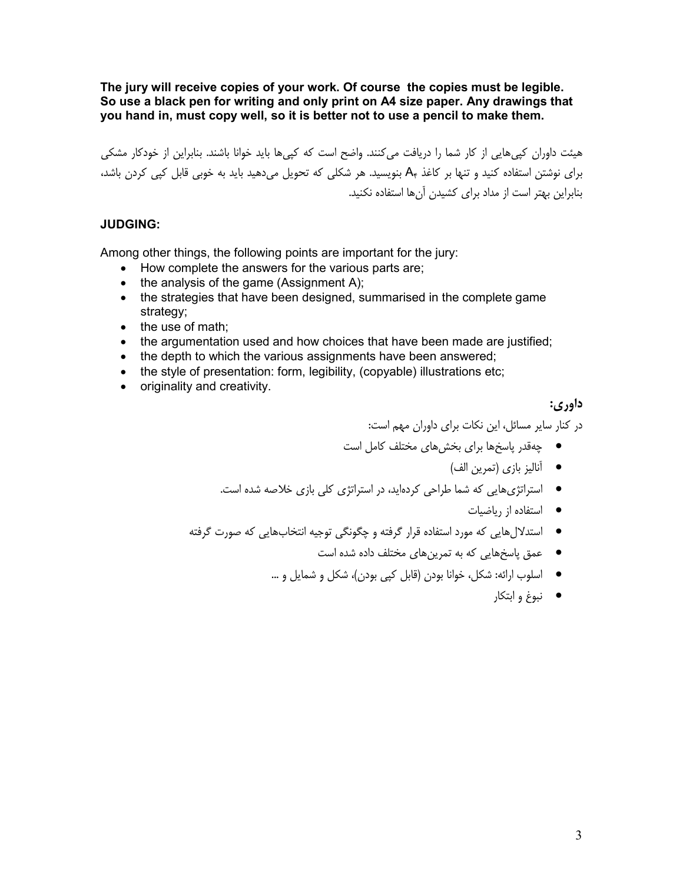**The jury will receive copies of your work. Of course the copies must be legible. So use a black pen for writing and only print on A4 size paper. Any drawings that you hand in, must copy well, so it is better not to use a pencil to make them.**

هیئت داوران کپی‌هایی از کار شما را دریافت می‌کنند. واضح است که کپی‌ها باید خوانا باشند. بنابراین از خودکار مشکی برای نوشتن استفاده کنید و تنها بر کاغذ A۴ بنویسید. هر شکلی که تحویل می‌دهید باید به خوبی قابل کپی کردن باشد، بنابراین بهتر است از مداد برای کشیدن آن‌ها استفاده نکنید.

### JUDGING:

Among other things, the following points are important for the jury:

- How complete the answers for the various parts are;
- the analysis of the game (Assignment A);
- the strategies that have been designed, summarised in the complete game strategy;
- the use of math;
- the argumentation used and how choices that have been made are justified;
- the depth to which the various assignments have been answered;
- the style of presentation: form, legibility, (copyable) illustrations etc;
- originality and creativity.

### داوری:

در کنار سایر مسائل، این نکات برای داوران مهم است:

- چه‌قدر پاسخ‌ها برای بخش‌های مختلف کامل است
- آنالیز بازی (تمرین الف)
- استراتژی‌هایی که شما طراحی کرده‌اید، در استراتژی کلی بازی خلاصه شده است.
- استفاده از ریاضیات
- استدلال‌هایی که مورد استفاده قرار گرفته و چگونگی توجیه انتخاب‌هایی که صورت گرفته
- عمق پاسخ‌هایی که به تمرین‌های مختلف داده شده است
- اسلوب ارائه: شکل، خوانا بودن (قابل کپی بودن)، شکل و شمایل و ...
- نبوغ و ابتکار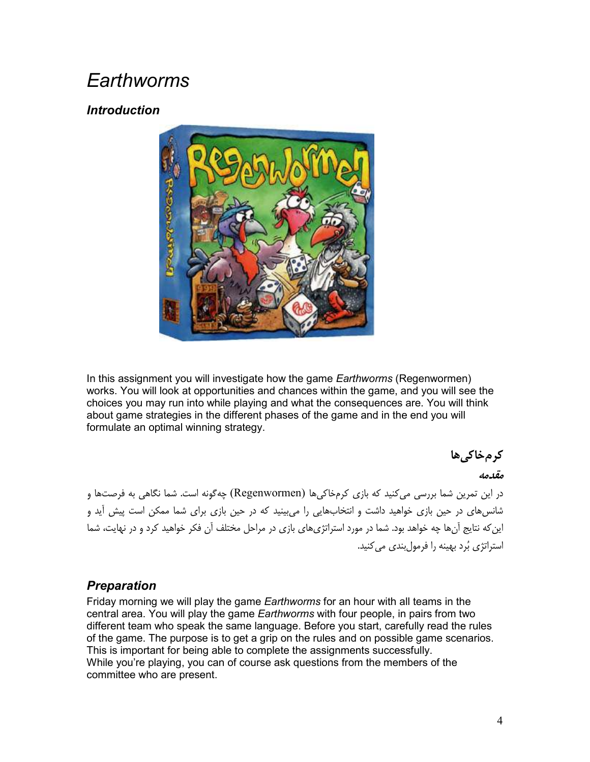# Earthworms

## Introduction

In this assignment you will investigate how the game *Earthworms* (Regenwormen) works. You will look at opportunities and chances within the game, and you will see the choices you may run into while playing and what the consequences are. You will think about game strategies in the different phases of the game and in the end you will formulate an optimal winning strategy.

## کرم‌خاکی‌ها

### مقدمه

در این تمرین شما بررسی می‌کنید که بازی کرم‌خاکی‌ها (Regenwormen) چه‌گونه است. شما نگاهی به فرصت‌ها و شانس‌های در حین بازی خواهید داشت و انتخاب‌هایی را می‌بینید که در حین بازی برای شما ممکن است پیش آید و این‌که نتایج آن‌ها چه خواهد بود. شما در مورد استراتژی‌های بازی در مراحل مختلف آن فکر خواهید کرد و در نهایت، شما استراتژی بُرد بهینه را فرمول‌بندی می‌کنید.

## Preparation

Friday morning we will play the game *Earthworms* for an hour with all teams in the central area. You will play the game *Earthworms* with four people, in pairs from two different team who speak the same language. Before you start, carefully read the rules of the game. The purpose is to get a grip on the rules and on possible game scenarios. This is important for being able to complete the assignments successfully.
While you're playing, you can of course ask questions from the members of the committee who are present.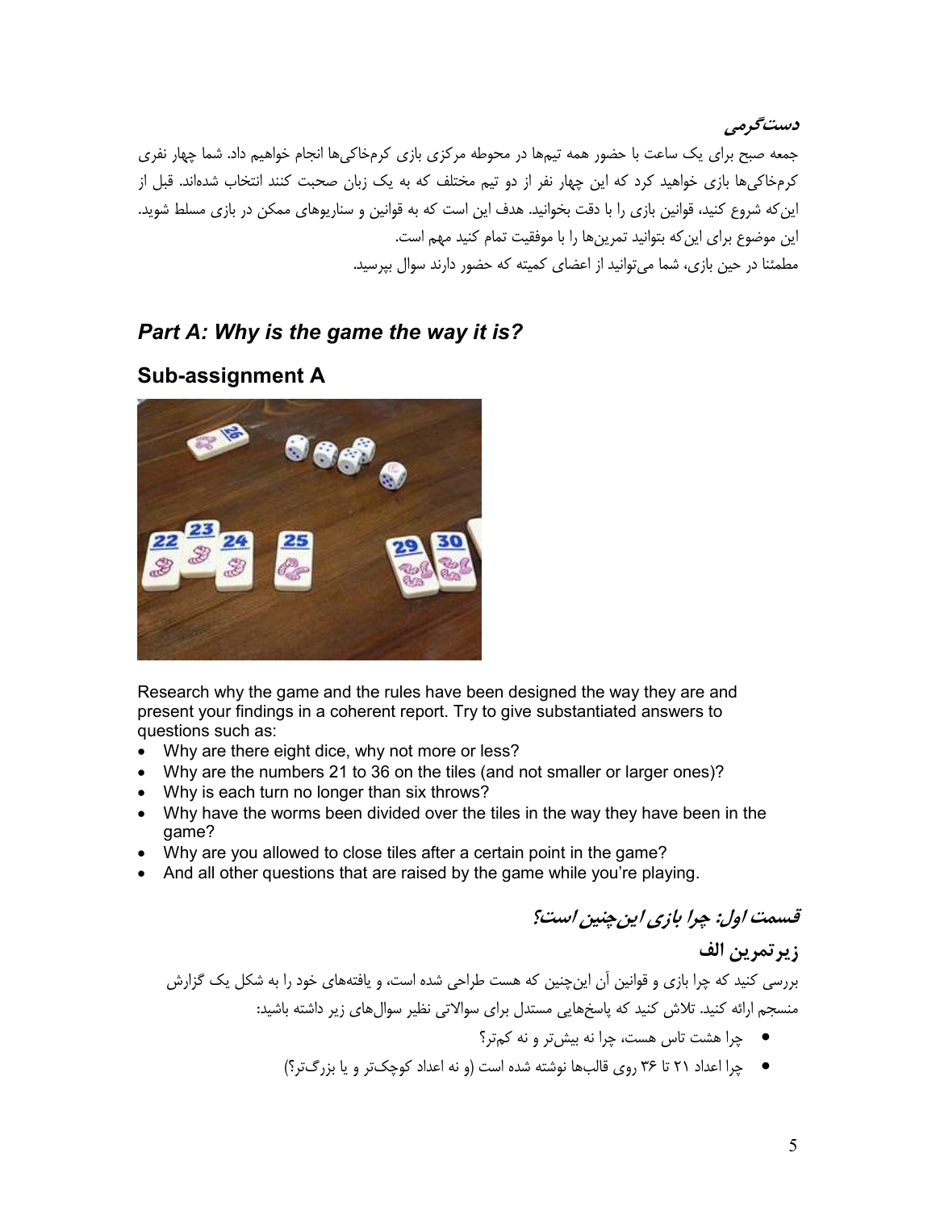### دست‌گرمی

جمعه صبح برای یک ساعت با حضور همه تیم‌ها در محوطه مرکزی بازی کرم‌خاکی‌ها انجام خواهیم داد. شما چهار نفری کرم‌خاکی‌ها بازی خواهید کرد که این چهار نفر از دو تیم مختلف که به یک زبان صحبت کنند انتخاب شده‌اند. قبل از این‌که شروع کنید، قوانین بازی را با دقت بخوانید. هدف این است که به قوانین و سناریوهای ممکن در بازی مسلط شوید. این موضوع برای این‌که بتوانید تمرین‌ها را با موفقیت تمام کنید مهم است.

مطمئنا در حین بازی، شما می‌توانید از اعضای کمیته که حضور دارند سوال بپرسید.

## *Part A: Why is the game the way it is?*

## Sub-assignment A

Research why the game and the rules have been designed the way they are and present your findings in a coherent report. Try to give substantiated answers to questions such as:

- Why are there eight dice, why not more or less?
- Why are the numbers 21 to 36 on the tiles (and not smaller or larger ones)?
- Why is each turn no longer than six throws?
- Why have the worms been divided over the tiles in the way they have been in the game?
- Why are you allowed to close tiles after a certain point in the game?
- And all other questions that are raised by the game while you're playing.

## *قسمت اول: چرا بازی این‌چنین است؟*

## زیرتمرین الف

بررسی کنید که چرا بازی و قوانین آن این‌چنین که هست طراحی شده است، و یافته‌های خود را به شکل یک گزارش منسجم ارائه کنید. تلاش کنید که پاسخ‌هایی مستدل برای سوالاتی نظیر سوال‌های زیر داشته باشید:

- چرا هشت تاس هست، چرا نه بیش‌تر و نه کم‌تر؟
- چرا اعداد ۲۱ تا ۳۶ روی قالب‌ها نوشته شده است (و نه اعداد کوچک‌تر و یا بزرگ‌تر؟)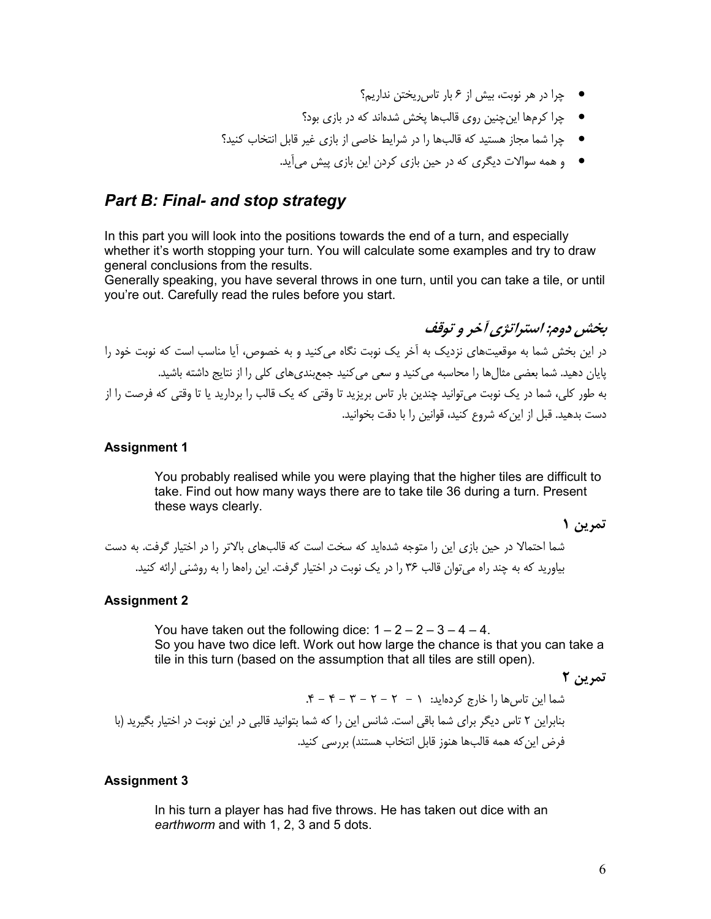- چرا در هر نوبت، بیش از ۶ بار تاس‌ریختن نداریم؟
- چرا کرم‌ها این‌چنین روی قالب‌ها پخش شده‌اند که در بازی بود؟
- چرا شما مجاز هستید که قالب‌ها را در شرایط خاصی از بازی غیر قابل انتخاب کنید؟
- و همه سوالات دیگری که در حین بازی کردن این بازی پیش می‌آید.

## *Part B: Final- and stop strategy*

In this part you will look into the positions towards the end of a turn, and especially whether it's worth stopping your turn. You will calculate some examples and try to draw general conclusions from the results.
Generally speaking, you have several throws in one turn, until you can take a tile, or until you're out. Carefully read the rules before you start.

## *بخش دوم: استراتژی آخر و توقف*

در این بخش شما به موقعیت‌های نزدیک به آخر یک نوبت نگاه می‌کنید و به خصوص، آیا مناسب است که نوبت خود را پایان دهید. شما بعضی مثال‌ها را محاسبه می‌کنید و سعی می‌کنید جمع‌بندی‌های کلی را از نتایج داشته باشید.
به طور کلی، شما در یک نوبت می‌توانید چندین بار تاس بریزید تا وقتی که یک قالب را بردارید یا تا وقتی که فرصت را از دست بدهید. قبل از این‌که شروع کنید، قوانین را با دقت بخوانید.

### Assignment 1

You probably realised while you were playing that the higher tiles are difficult to take. Find out how many ways there are to take tile 36 during a turn. Present these ways clearly.

### تمرین ۱

شما احتمالا در حین بازی این را متوجه شده‌اید که سخت است که قالب‌های بالاتر را در اختیار گرفت. به دست بیاورید که به چند راه می‌توان قالب ۳۶ را در یک نوبت در اختیار گرفت. این راه‌ها را به روشنی ارائه کنید.

### Assignment 2

You have taken out the following dice: 1 – 2 – 2 – 3 – 4 – 4.
So you have two dice left. Work out how large the chance is that you can take a tile in this turn (based on the assumption that all tiles are still open).

### تمرین ۲

شما این تاس‌ها را خارج کرده‌اید: ۱ – ۲ – ۲ – ۳ – ۴ – ۴.
بنابراین ۲ تاس دیگر برای شما باقی است. شانس این را که شما بتوانید قالبی در این نوبت در اختیار بگیرید (با فرض این‌که همه قالب‌ها هنوز قابل انتخاب هستند) بررسی کنید.

### Assignment 3

In his turn a player has had five throws. He has taken out dice with an *earthworm* and with 1, 2, 3 and 5 dots.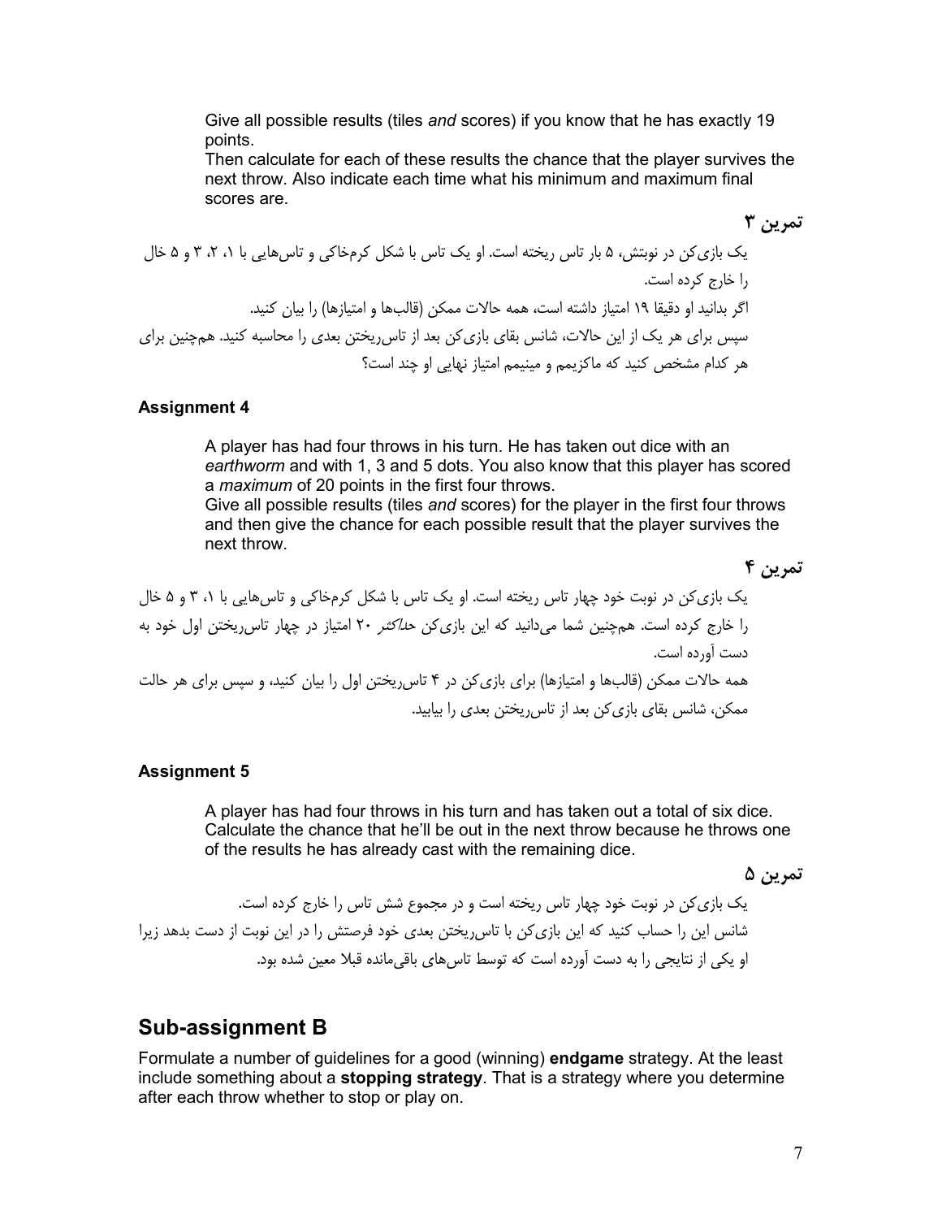Give all possible results (tiles *and* scores) if you know that he has exactly 19 points.
Then calculate for each of these results the chance that the player survives the next throw. Also indicate each time what his minimum and maximum final scores are.

### تمرین ۳

یک بازی‌کن در نوبتش، ۵ بار تاس ریخته است. او یک تاس با شکل کرم‌خاکی و تاس‌هایی با ۱، ۲، ۳ و ۵ خال را خارج کرده است.
اگر بدانید او دقیقا ۱۹ امتیاز داشته است، همه حالات ممکن (قالب‌ها و امتیازها) را بیان کنید.
سپس برای هر یک از این حالات، شانس بقای بازی‌کن بعد از تاس‌ریختن بعدی را محاسبه کنید. هم‌چنین برای هر کدام مشخص کنید که ماکزیمم و مینیمم امتیاز نهایی او چند است؟

### Assignment 4

A player has had four throws in his turn. He has taken out dice with an *earthworm* and with 1, 3 and 5 dots. You also know that this player has scored a *maximum* of 20 points in the first four throws.
Give all possible results (tiles *and* scores) for the player in the first four throws and then give the chance for each possible result that the player survives the next throw.

### تمرین ۴

یک بازی‌کن در نوبت خود چهار تاس ریخته است. او یک تاس با شکل کرم‌خاکی و تاس‌هایی با ۱، ۳ و ۵ خال را خارج کرده است. هم‌چنین شما می‌دانید که این بازی‌کن *حداکثر* ۲۰ امتیاز در چهار تاس‌ریختن اول خود به دست آورده است.
همه حالات ممکن (قالب‌ها و امتیازها) برای بازی‌کن در ۴ تاس‌ریختن اول را بیان کنید، و سپس برای هر حالت ممکن، شانس بقای بازی‌کن بعد از تاس‌ریختن بعدی را بیابید.

### Assignment 5

A player has had four throws in his turn and has taken out a total of six dice. Calculate the chance that he'll be out in the next throw because he throws one of the results he has already cast with the remaining dice.

### تمرین ۵

یک بازی‌کن در نوبت خود چهار تاس ریخته است و در مجموع شش تاس را خارج کرده است.
شانس این را حساب کنید که این بازی‌کن با تاس‌ریختن بعدی خود فرصتش را در این نوبت از دست بدهد زیرا او یکی از نتایجی را به دست آورده است که توسط تاس‌های باقی‌مانده قبلا معین شده بود.

## Sub-assignment B

Formulate a number of guidelines for a good (winning) **endgame** strategy. At the least include something about a **stopping strategy**. That is a strategy where you determine after each throw whether to stop or play on.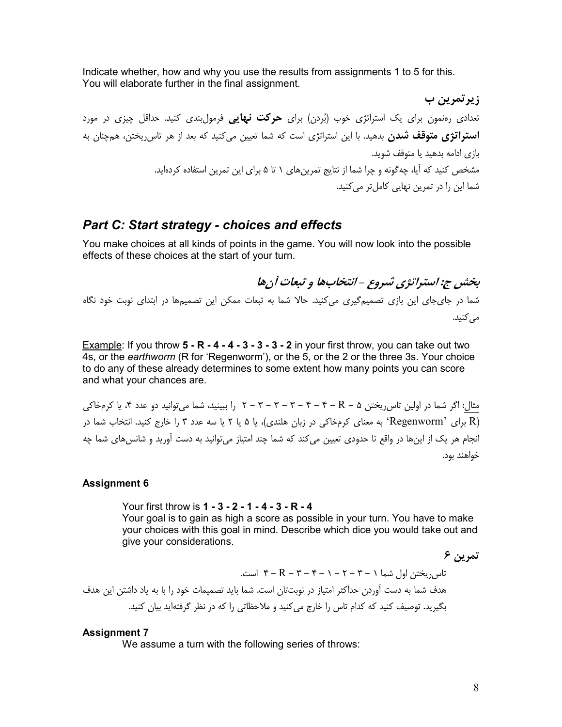Indicate whether, how and why you use the results from assignments 1 to 5 for this.
You will elaborate further in the final assignment.

### زیرتمرین ب

تعدادی رهنمون برای یک استراتژی خوب (بُردن) برای **حرکت نهایی** فرمول‌بندی کنید. حداقل چیزی در مورد **استراتژی متوقف شدن** بدهید. با این استراتژی است که شما تعیین می‌کنید که بعد از هر تاس‌ریختن، هم‌چنان به بازی ادامه بدهید یا متوقف شوید.

مشخص کنید که آیا، چه‌گونه و چرا شما از نتایج تمرین‌های ۱ تا ۵ برای این تمرین استفاده کرده‌اید.

شما این را در تمرین نهایی کامل‌تر می‌کنید.

## *Part C: Start strategy - choices and effects*

You make choices at all kinds of points in the game. You will now look into the possible effects of these choices at the start of your turn.

## *بخش ج: استراتژی شروع - انتخاب‌ها و تبعات آن‌ها*

شما در جای‌جای این بازی تصمیم‌گیری می‌کنید. حالا شما به تبعات ممکن این تصمیم‌ها در ابتدای نوبت خود نگاه می‌کنید.

Example: If you throw **5 - R - 4 - 4 - 3 - 3 - 3 - 2** in your first throw, you can take out two 4s, or the *earthworm* (R for 'Regenworm'), or the 5, or the 2 or the three 3s. Your choice to do any of these already determines to some extent how many points you can score and what your chances are.

مثال: اگر شما در اولین تاس‌ریختن ۵ – R – ۴ – ۴ – ۳ – ۳ – ۳ – ۲ را ببینید، شما می‌توانید دو عدد ۴، یا کرم‌خاکی (R برای 'Regenworm' به معنای کرم‌خاکی در زبان هلندی)، یا ۵ یا ۲ یا سه عدد ۳ را خارج کنید. انتخاب شما در انجام هر یک از این‌ها در واقع تا حدودی تعیین می‌کند که شما چند امتیاز می‌توانید به دست آورید و شانس‌های شما چه خواهند بود.

### Assignment 6

Your first throw is **1 - 3 - 2 - 1 - 4 - 3 - R - 4**
Your goal is to gain as high a score as possible in your turn. You have to make your choices with this goal in mind. Describe which dice you would take out and give your considerations.

### تمرین ۶

تاس‌ریختن اول شما ۱ – ۳ – ۲ – ۱ – ۴ – ۳ – R – ۴ است.
هدف شما به دست آوردن حداکثر امتیاز در نوبت‌تان است. شما باید تصمیمات خود را با به یاد داشتن این هدف بگیرید. توصیف کنید که کدام تاس را خارج می‌کنید و ملاحظاتی را که در نظر گرفته‌اید بیان کنید.

### Assignment 7

We assume a turn with the following series of throws: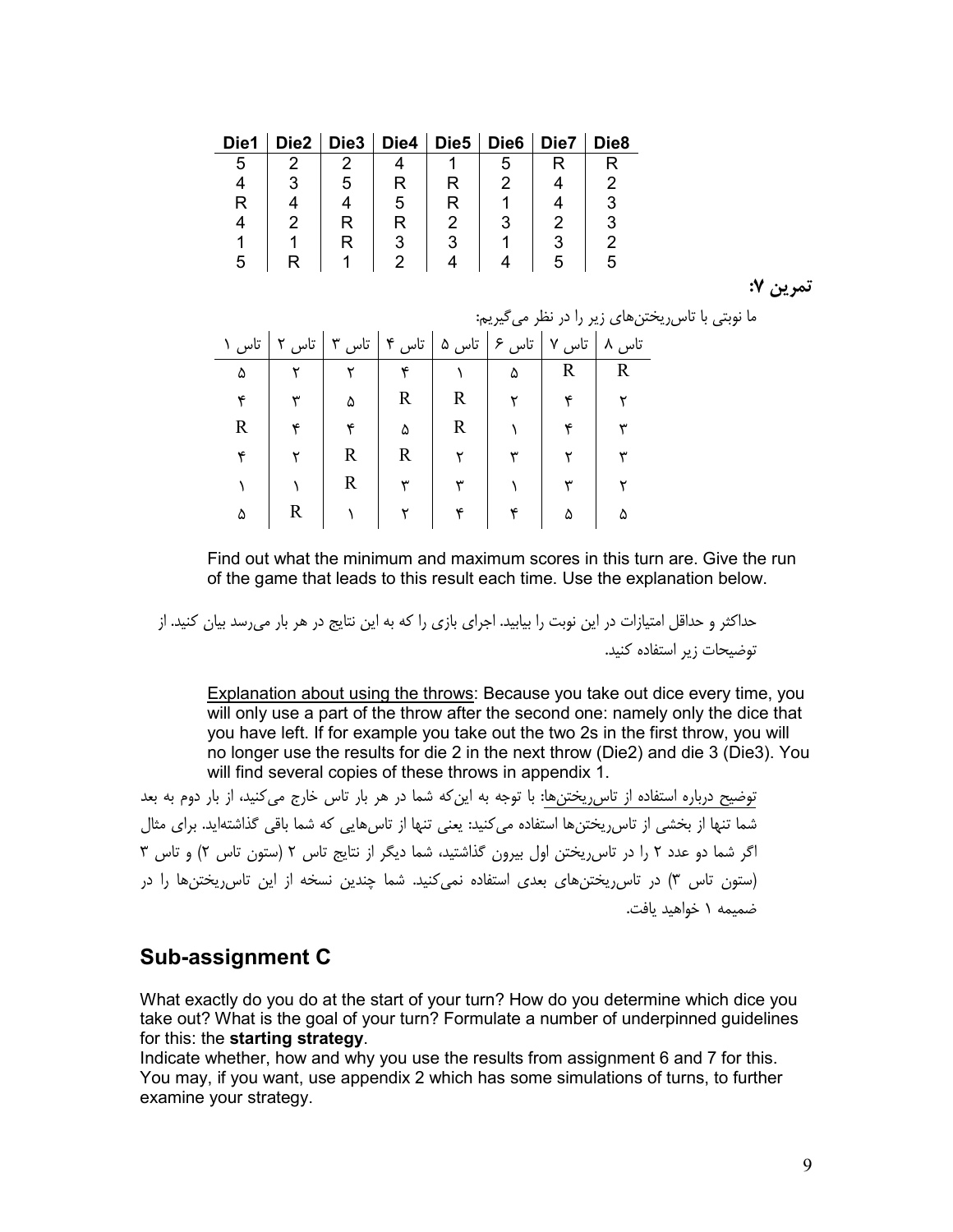| Die1 | Die2 | Die3 | Die4 | Die5 | Die6 | Die7 | Die8 |
|---|---|---|---|---|---|---|---|
| 5 | 2 | 2 | 4 | 1 | 5 | R | R |
| 4 | 3 | 5 | R | R | 2 | 4 | 2 |
| R | 4 | 4 | 5 | R | 1 | 4 | 3 |
| 4 | 2 | R | R | 2 | 3 | 2 | 3 |
| 1 | 1 | R | 3 | 3 | 1 | 3 | 2 |
| 5 | R | 1 | 2 | 4 | 4 | 5 | 5 |

**تمرین ۷:**

ما نوبتی با تاس‌ریختن‌های زیر را در نظر می‌گیریم:

| تاس ۱ | تاس ۲ | تاس ۳ | تاس ۴ | تاس ۵ | تاس ۶ | تاس ۷ | تاس ۸ |
|---|---|---|---|---|---|---|---|
| ۵ | ۲ | ۲ | ۴ | ۱ | ۵ | R | R |
| ۴ | ۳ | ۵ | R | R | ۲ | ۴ | ۲ |
| R | ۴ | ۴ | ۵ | R | ۱ | ۴ | ۳ |
| ۴ | ۲ | R | R | ۲ | ۳ | ۲ | ۳ |
| ۱ | ۱ | R | ۳ | ۳ | ۱ | ۳ | ۲ |
| ۵ | R | ۱ | ۲ | ۴ | ۴ | ۵ | ۵ |

Find out what the minimum and maximum scores in this turn are. Give the run of the game that leads to this result each time. Use the explanation below.

حداکثر و حداقل امتیازات در این نوبت را بیابید. اجرای بازی را که به این نتایج در هر بار می‌رسد بیان کنید. از توضیحات زیر استفاده کنید.

Explanation about using the throws: Because you take out dice every time, you will only use a part of the throw after the second one: namely only the dice that you have left. If for example you take out the two 2s in the first throw, you will no longer use the results for die 2 in the next throw (Die2) and die 3 (Die3). You will find several copies of these throws in appendix 1.

توضیح درباره استفاده از تاس‌ریختن‌ها: با توجه به این‌که شما در هر بار تاس خارج می‌کنید، از بار دوم به بعد شما تنها از بخشی از تاس‌ریختن‌ها استفاده می‌کنید: یعنی تنها از تاس‌هایی که شما باقی گذاشته‌اید. برای مثال اگر شما دو عدد ۲ را در تاس‌ریختن اول بیرون گذاشتید، شما دیگر از نتایج تاس ۲ (ستون تاس ۲) و تاس ۳ (ستون تاس ۳) در تاس‌ریختن‌های بعدی استفاده نمی‌کنید. شما چندین نسخه از این تاس‌ریختن‌ها را در ضمیمه ۱ خواهید یافت.

## Sub-assignment C

What exactly do you do at the start of your turn? How do you determine which dice you take out? What is the goal of your turn? Formulate a number of underpinned guidelines for this: the **starting strategy**.
Indicate whether, how and why you use the results from assignment 6 and 7 for this. You may, if you want, use appendix 2 which has some simulations of turns, to further examine your strategy.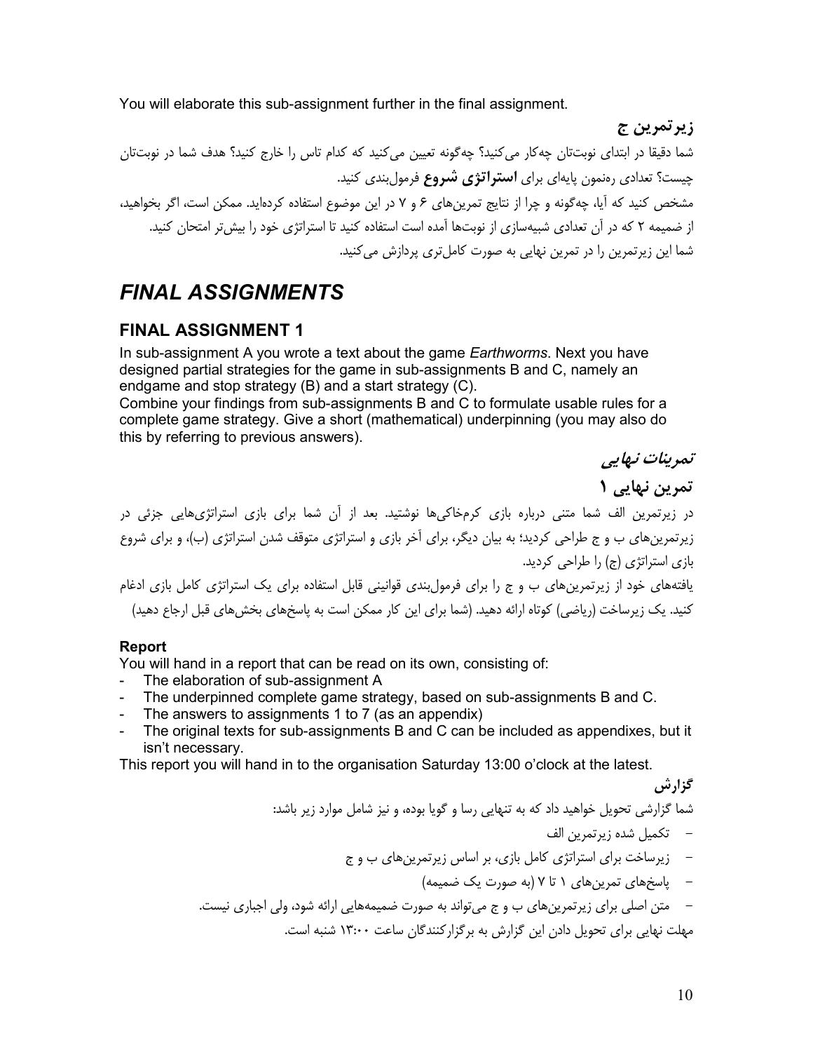You will elaborate this sub-assignment further in the final assignment.

### زیرتمرین ج

شما دقیقا در ابتدای نوبت‌تان چه‌کار می‌کنید؟ چه‌گونه تعیین می‌کنید که کدام تاس را خارج کنید؟ هدف شما در نوبت‌تان چیست؟ تعدادی ره‌نمون پایه‌ای برای **استراتژی شروع** فرمول‌بندی کنید.

مشخص کنید که آیا، چه‌گونه و چرا از نتایج تمرین‌های ۶ و ۷ در این موضوع استفاده کرده‌اید. ممکن است، اگر بخواهید، از ضمیمه ۲ که در آن تعدادی شبیه‌سازی از نوبت‌ها آمده است استفاده کنید تا استراتژی خود را بیش‌تر امتحان کنید.

شما این زیرتمرین را در تمرین نهایی به صورت کامل‌تری پردازش می‌کنید.

# *FINAL ASSIGNMENTS*

## FINAL ASSIGNMENT 1

In sub-assignment A you wrote a text about the game *Earthworms*. Next you have designed partial strategies for the game in sub-assignments B and C, namely an endgame and stop strategy (B) and a start strategy (C).

Combine your findings from sub-assignments B and C to formulate usable rules for a complete game strategy. Give a short (mathematical) underpinning (you may also do this by referring to previous answers).

# *تمرینات نهایی*

## تمرین نهایی ۱

در زیرتمرین الف شما متنی درباره بازی کرم‌خاکی‌ها نوشتید. بعد از آن شما برای بازی استراتژی‌هایی جزئی در زیرتمرین‌های ب و ج طراحی کردید؛ به بیان دیگر، برای آخر بازی و استراتژی متوقف شدن استراتژی (ب)، و برای شروع بازی استراتژی (ج) را طراحی کردید.

یافته‌های خود از زیرتمرین‌های ب و ج را برای فرمول‌بندی قوانینی قابل استفاده برای یک استراتژی کامل بازی ادغام کنید. یک زیرساخت (ریاضی) کوتاه ارائه دهید. (شما برای این کار ممکن است به پاسخ‌های بخش‌های قبل ارجاع دهید)

### Report

You will hand in a report that can be read on its own, consisting of:

- The elaboration of sub-assignment A
- The underpinned complete game strategy, based on sub-assignments B and C.
- The answers to assignments 1 to 7 (as an appendix)
- The original texts for sub-assignments B and C can be included as appendixes, but it isn't necessary.

This report you will hand in to the organisation Saturday 13:00 o'clock at the latest.

### گزارش

شما گزارشی تحویل خواهید داد که به تنهایی رسا و گویا بوده، و نیز شامل موارد زیر باشد:

- تکمیل شده زیرتمرین الف
- زیرساخت برای استراتژی کامل بازی، بر اساس زیرتمرین‌های ب و ج
- پاسخ‌های تمرین‌های ۱ تا ۷ (به صورت یک ضمیمه)
- متن اصلی برای زیرتمرین‌های ب و ج می‌تواند به صورت ضمیمه‌هایی ارائه شود، ولی اجباری نیست.

مهلت نهایی برای تحویل دادن این گزارش به برگزارکنندگان ساعت ۱۳:۰۰ شنبه است.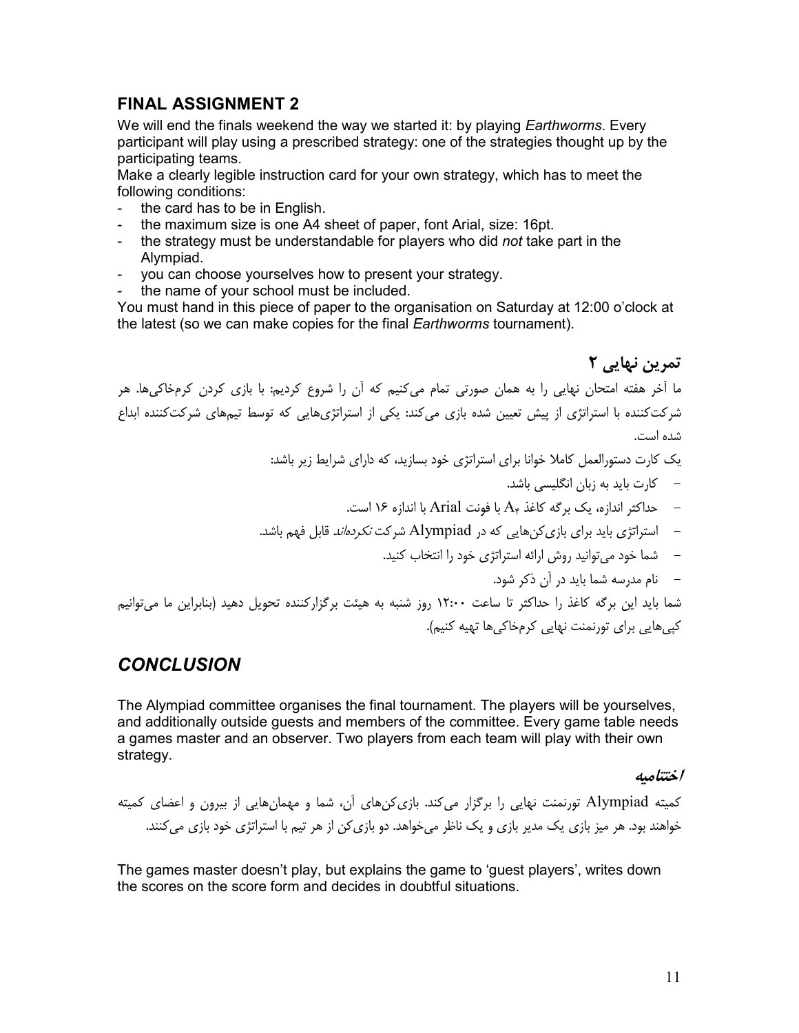## FINAL ASSIGNMENT 2

We will end the finals weekend the way we started it: by playing *Earthworms*. Every participant will play using a prescribed strategy: one of the strategies thought up by the participating teams.

Make a clearly legible instruction card for your own strategy, which has to meet the following conditions:

- the card has to be in English.
- the maximum size is one A4 sheet of paper, font Arial, size: 16pt.
- the strategy must be understandable for players who did *not* take part in the Alympiad.
- you can choose yourselves how to present your strategy.
- the name of your school must be included.

You must hand in this piece of paper to the organisation on Saturday at 12:00 o'clock at the latest (so we can make copies for the final *Earthworms* tournament).

## تمرین نهایی ۲

ما آخر هفته امتحان نهایی را به همان صورتی تمام می‌کنیم که آن را شروع کردیم: با بازی کردن کرم‌خاکی‌ها. هر شرکت‌کننده با استراتژی از پیش تعیین شده بازی می‌کند: یکی از استراتژی‌هایی که توسط تیم‌های شرکت‌کننده ابداع شده است.

یک کارت دستورالعمل کاملا خوانا برای استراتژی خود بسازید، که دارای شرایط زیر باشد:

- کارت باید به زبان انگلیسی باشد.
- حداکثر اندازه، یک برگه کاغذ $A_4$ با فونت Arial با اندازه ۱۶ است.
- استراتژی باید برای بازی‌کن‌هایی که در Alympiad شرکت *نکرده‌اند* قابل فهم باشد.
- شما خود می‌توانید روش ارائه استراتژی خود را انتخاب کنید.
- نام مدرسه شما باید در آن ذکر شود.

شما باید این برگه کاغذ را حداکثر تا ساعت ۱۲:۰۰ روز شنبه به هیئت برگزارکننده تحویل دهید (بنابراین ما می‌توانیم کپی‌هایی برای تورنمنت نهایی کرم‌خاکی‌ها تهیه کنیم).

## *CONCLUSION*

The Alympiad committee organises the final tournament. The players will be yourselves, and additionally outside guests and members of the committee. Every game table needs a games master and an observer. Two players from each team will play with their own strategy.

### *اختتامیه*

کمیته Alympiad تورنمنت نهایی را برگزار می‌کند. بازی‌کن‌های آن، شما و مهمان‌هایی از بیرون و اعضای کمیته خواهند بود. هر میز بازی یک مدیر بازی و یک ناظر می‌خواهد. دو بازی‌کن از هر تیم با استراتژی خود بازی می‌کنند.

The games master doesn't play, but explains the game to 'guest players', writes down the scores on the score form and decides in doubtful situations.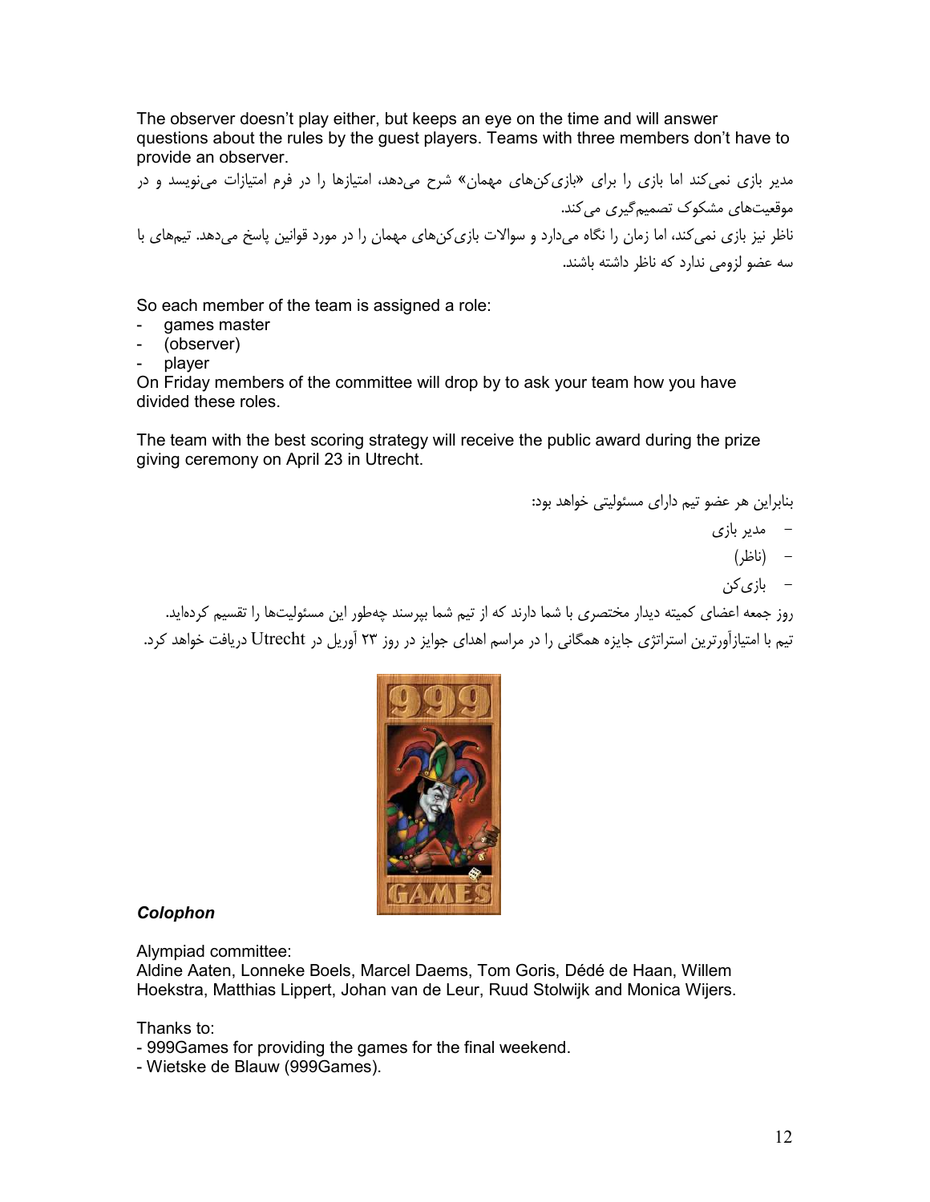The observer doesn't play either, but keeps an eye on the time and will answer questions about the rules by the guest players. Teams with three members don't have to provide an observer.

مدیر بازی نمی‌کند اما بازی را برای «بازی‌کن‌های مهمان» شرح می‌دهد، امتیازها را در فرم امتیازات می‌نویسد و در موقعیت‌های مشکوک تصمیم‌گیری می‌کند.

ناظر نیز بازی نمی‌کند، اما زمان را نگاه می‌دارد و سوالات بازی‌کن‌های مهمان را در مورد قوانین پاسخ می‌دهد. تیم‌های با سه عضو لزومی ندارد که ناظر داشته باشند.

So each member of the team is assigned a role:

- games master
- (observer)
- player

On Friday members of the committee will drop by to ask your team how you have divided these roles.

The team with the best scoring strategy will receive the public award during the prize giving ceremony on April 23 in Utrecht.

بنابراین هر عضو تیم دارای مسئولیتی خواهد بود:

- مدیر بازی
- (ناظر)
- بازی‌کن

روز جمعه اعضای کمیته دیدار مختصری با شما دارند که از تیم شما بپرسند چه‌طور این مسئولیت‌ها را تقسیم کرده‌اید.

تیم با امتیازآورترین استراتژی جایزه همگانی را در مراسم اهدای جوایز در روز ۲۳ آوریل در Utrecht دریافت خواهد کرد.

***Colophon***

Alympiad committee:
Aldine Aaten, Lonneke Boels, Marcel Daems, Tom Goris, Dédé de Haan, Willem Hoekstra, Matthias Lippert, Johan van de Leur, Ruud Stolwijk and Monica Wijers.

Thanks to:
- 999Games for providing the games for the final weekend.
- Wietske de Blauw (999Games).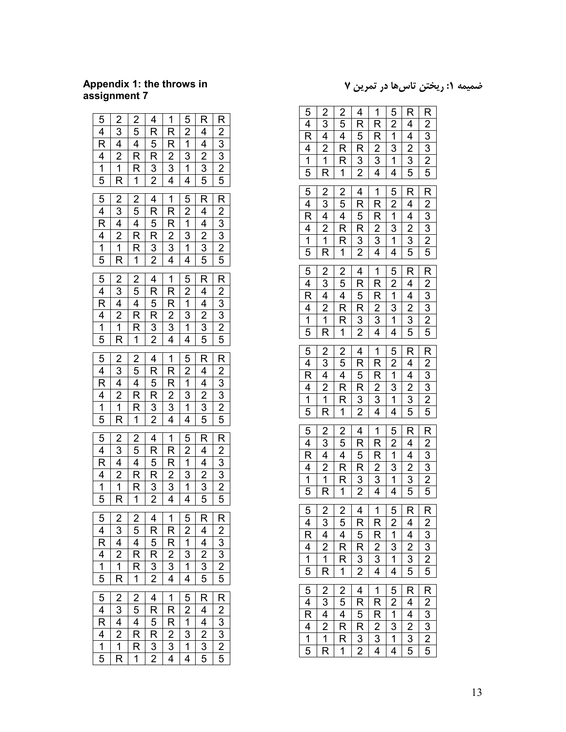**Appendix 1: the throws in assignment 7**

| | | | | | | | |
|---|---|---|---|---|---|---|---|
| 5 | 2 | 2 | 4 | 1 | 5 | R | R |
| 4 | 3 | 5 | R | R | 2 | 4 | 2 |
| R | 4 | 4 | 5 | R | 1 | 4 | 3 |
| 4 | 2 | R | R | 2 | 3 | 2 | 3 |
| 1 | 1 | R | 3 | 3 | 1 | 3 | 2 |
| 5 | R | 1 | 2 | 4 | 4 | 5 | 5 |

| | | | | | | | |
|---|---|---|---|---|---|---|---|
| 5 | 2 | 2 | 4 | 1 | 5 | R | R |
| 4 | 3 | 5 | R | R | 2 | 4 | 2 |
| R | 4 | 4 | 5 | R | 1 | 4 | 3 |
| 4 | 2 | R | R | 2 | 3 | 2 | 3 |
| 1 | 1 | R | 3 | 3 | 1 | 3 | 2 |
| 5 | R | 1 | 2 | 4 | 4 | 5 | 5 |

| | | | | | | | |
|---|---|---|---|---|---|---|---|
| 5 | 2 | 2 | 4 | 1 | 5 | R | R |
| 4 | 3 | 5 | R | R | 2 | 4 | 2 |
| R | 4 | 4 | 5 | R | 1 | 4 | 3 |
| 4 | 2 | R | R | 2 | 3 | 2 | 3 |
| 1 | 1 | R | 3 | 3 | 1 | 3 | 2 |
| 5 | R | 1 | 2 | 4 | 4 | 5 | 5 |

| | | | | | | | |
|---|---|---|---|---|---|---|---|
| 5 | 2 | 2 | 4 | 1 | 5 | R | R |
| 4 | 3 | 5 | R | R | 2 | 4 | 2 |
| R | 4 | 4 | 5 | R | 1 | 4 | 3 |
| 4 | 2 | R | R | 2 | 3 | 2 | 3 |
| 1 | 1 | R | 3 | 3 | 1 | 3 | 2 |
| 5 | R | 1 | 2 | 4 | 4 | 5 | 5 |

| | | | | | | | |
|---|---|---|---|---|---|---|---|
| 5 | 2 | 2 | 4 | 1 | 5 | R | R |
| 4 | 3 | 5 | R | R | 2 | 4 | 2 |
| R | 4 | 4 | 5 | R | 1 | 4 | 3 |
| 4 | 2 | R | R | 2 | 3 | 2 | 3 |
| 1 | 1 | R | 3 | 3 | 1 | 3 | 2 |
| 5 | R | 1 | 2 | 4 | 4 | 5 | 5 |

| | | | | | | | |
|---|---|---|---|---|---|---|---|
| 5 | 2 | 2 | 4 | 1 | 5 | R | R |
| 4 | 3 | 5 | R | R | 2 | 4 | 2 |
| R | 4 | 4 | 5 | R | 1 | 4 | 3 |
| 4 | 2 | R | R | 2 | 3 | 2 | 3 |
| 1 | 1 | R | 3 | 3 | 1 | 3 | 2 |
| 5 | R | 1 | 2 | 4 | 4 | 5 | 5 |

| | | | | | | | |
|---|---|---|---|---|---|---|---|
| 5 | 2 | 2 | 4 | 1 | 5 | R | R |
| 4 | 3 | 5 | R | R | 2 | 4 | 2 |
| R | 4 | 4 | 5 | R | 1 | 4 | 3 |
| 4 | 2 | R | R | 2 | 3 | 2 | 3 |
| 1 | 1 | R | 3 | 3 | 1 | 3 | 2 |
| 5 | R | 1 | 2 | 4 | 4 | 5 | 5 |

**ضمیمه ۱: ریختن تاس‌ها در تمرین ۷**

| | | | | | | | |
|---|---|---|---|---|---|---|---|
| 5 | 2 | 2 | 4 | 1 | 5 | R | R |
| 4 | 3 | 5 | R | R | 2 | 4 | 2 |
| R | 4 | 4 | 5 | R | 1 | 4 | 3 |
| 4 | 2 | R | R | 2 | 3 | 2 | 3 |
| 1 | 1 | R | 3 | 3 | 1 | 3 | 2 |
| 5 | R | 1 | 2 | 4 | 4 | 5 | 5 |

| | | | | | | | |
|---|---|---|---|---|---|---|---|
| 5 | 2 | 2 | 4 | 1 | 5 | R | R |
| 4 | 3 | 5 | R | R | 2 | 4 | 2 |
| R | 4 | 4 | 5 | R | 1 | 4 | 3 |
| 4 | 2 | R | R | 2 | 3 | 2 | 3 |
| 1 | 1 | R | 3 | 3 | 1 | 3 | 2 |
| 5 | R | 1 | 2 | 4 | 4 | 5 | 5 |

| | | | | | | | |
|---|---|---|---|---|---|---|---|
| 5 | 2 | 2 | 4 | 1 | 5 | R | R |
| 4 | 3 | 5 | R | R | 2 | 4 | 2 |
| R | 4 | 4 | 5 | R | 1 | 4 | 3 |
| 4 | 2 | R | R | 2 | 3 | 2 | 3 |
| 1 | 1 | R | 3 | 3 | 1 | 3 | 2 |
| 5 | R | 1 | 2 | 4 | 4 | 5 | 5 |

| | | | | | | | |
|---|---|---|---|---|---|---|---|
| 5 | 2 | 2 | 4 | 1 | 5 | R | R |
| 4 | 3 | 5 | R | R | 2 | 4 | 2 |
| R | 4 | 4 | 5 | R | 1 | 4 | 3 |
| 4 | 2 | R | R | 2 | 3 | 2 | 3 |
| 1 | 1 | R | 3 | 3 | 1 | 3 | 2 |
| 5 | R | 1 | 2 | 4 | 4 | 5 | 5 |

| | | | | | | | |
|---|---|---|---|---|---|---|---|
| 5 | 2 | 2 | 4 | 1 | 5 | R | R |
| 4 | 3 | 5 | R | R | 2 | 4 | 2 |
| R | 4 | 4 | 5 | R | 1 | 4 | 3 |
| 4 | 2 | R | R | 2 | 3 | 2 | 3 |
| 1 | 1 | R | 3 | 3 | 1 | 3 | 2 |
| 5 | R | 1 | 2 | 4 | 4 | 5 | 5 |

| | | | | | | | |
|---|---|---|---|---|---|---|---|
| 5 | 2 | 2 | 4 | 1 | 5 | R | R |
| 4 | 3 | 5 | R | R | 2 | 4 | 2 |
| R | 4 | 4 | 5 | R | 1 | 4 | 3 |
| 4 | 2 | R | R | 2 | 3 | 2 | 3 |
| 1 | 1 | R | 3 | 3 | 1 | 3 | 2 |
| 5 | R | 1 | 2 | 4 | 4 | 5 | 5 |

| | | | | | | | |
|---|---|---|---|---|---|---|---|
| 5 | 2 | 2 | 4 | 1 | 5 | R | R |
| 4 | 3 | 5 | R | R | 2 | 4 | 2 |
| R | 4 | 4 | 5 | R | 1 | 4 | 3 |
| 4 | 2 | R | R | 2 | 3 | 2 | 3 |
| 1 | 1 | R | 3 | 3 | 1 | 3 | 2 |
| 5 | R | 1 | 2 | 4 | 4 | 5 | 5 |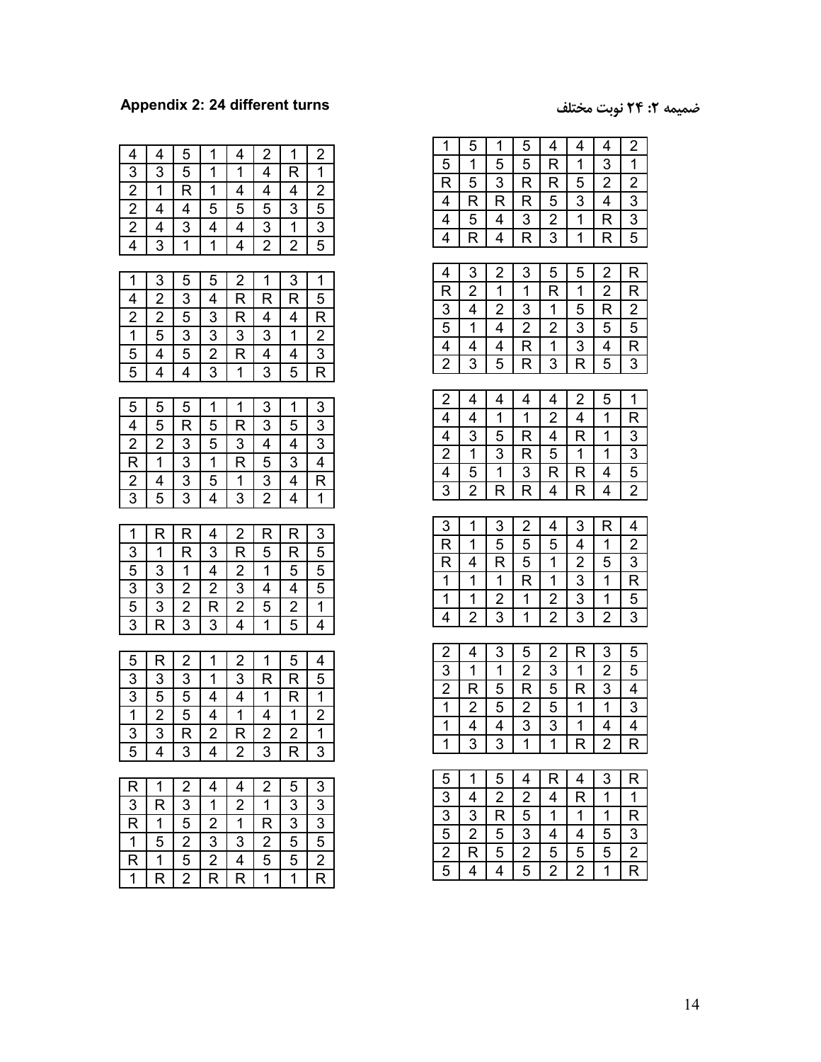## Appendix 2: 24 different turns

## ضمیمه ۲: ۲۴ نوبت مختلف

| | | | | | | | |
|---|---|---|---|---|---|---|---|
| 4 | 4 | 5 | 1 | 4 | 2 | 1 | 2 |
| 3 | 3 | 5 | 1 | 1 | 4 | R | 1 |
| 2 | 1 | R | 1 | 4 | 4 | 4 | 2 |
| 2 | 4 | 4 | 5 | 5 | 5 | 3 | 5 |
| 2 | 4 | 3 | 4 | 4 | 3 | 1 | 3 |
| 4 | 3 | 1 | 1 | 4 | 2 | 2 | 5 |

| | | | | | | | |
|---|---|---|---|---|---|---|---|
| 1 | 3 | 5 | 5 | 2 | 1 | 3 | 1 |
| 4 | 2 | 3 | 4 | R | R | R | 5 |
| 2 | 2 | 5 | 3 | R | 4 | 4 | R |
| 1 | 5 | 3 | 3 | 3 | 3 | 1 | 2 |
| 5 | 4 | 5 | 2 | R | 4 | 4 | 3 |
| 5 | 4 | 4 | 3 | 1 | 3 | 5 | R |

| | | | | | | | |
|---|---|---|---|---|---|---|---|
| 5 | 5 | 5 | 1 | 1 | 3 | 1 | 3 |
| 4 | 5 | R | 5 | R | 3 | 5 | 3 |
| 2 | 2 | 3 | 5 | 3 | 4 | 4 | 3 |
| R | 1 | 3 | 1 | R | 5 | 3 | 4 |
| 2 | 4 | 3 | 5 | 1 | 3 | 4 | R |
| 3 | 5 | 3 | 4 | 3 | 2 | 4 | 1 |

| | | | | | | | |
|---|---|---|---|---|---|---|---|
| 1 | R | R | 4 | 2 | R | R | 3 |
| 3 | 1 | R | 3 | R | 5 | R | 5 |
| 5 | 3 | 1 | 4 | 2 | 1 | 5 | 5 |
| 3 | 3 | 2 | 2 | 3 | 4 | 4 | 5 |
| 5 | 3 | 2 | R | 2 | 5 | 2 | 1 |
| 3 | R | 3 | 3 | 4 | 1 | 5 | 4 |

| | | | | | | | |
|---|---|---|---|---|---|---|---|
| 5 | R | 2 | 1 | 2 | 1 | 5 | 4 |
| 3 | 3 | 3 | 1 | 3 | R | R | 5 |
| 3 | 5 | 5 | 4 | 4 | 1 | R | 1 |
| 1 | 2 | 5 | 4 | 1 | 4 | 1 | 2 |
| 3 | 3 | R | 2 | R | 2 | 2 | 1 |
| 5 | 4 | 3 | 4 | 2 | 3 | R | 3 |

| | | | | | | | |
|---|---|---|---|---|---|---|---|
| R | 1 | 2 | 4 | 4 | 2 | 5 | 3 |
| 3 | R | 3 | 1 | 2 | 1 | 3 | 3 |
| R | 1 | 5 | 2 | 1 | R | 3 | 3 |
| 1 | 5 | 2 | 3 | 3 | 2 | 5 | 5 |
| R | 1 | 5 | 2 | 4 | 5 | 5 | 2 |
| 1 | R | 2 | R | R | 1 | 1 | R |

| | | | | | | | |
|---|---|---|---|---|---|---|---|
| 1 | 5 | 1 | 5 | 4 | 4 | 4 | 2 |
| 5 | 1 | 5 | 5 | R | 1 | 3 | 1 |
| R | 5 | 3 | R | R | 5 | 2 | 2 |
| 4 | R | R | R | 5 | 3 | 4 | 3 |
| 4 | 5 | 4 | 3 | 2 | 1 | R | 3 |
| 4 | R | 4 | R | 3 | 1 | R | 5 |

| | | | | | | | |
|---|---|---|---|---|---|---|---|
| 4 | 3 | 2 | 3 | 5 | 5 | 2 | R |
| R | 2 | 1 | 1 | R | 1 | 2 | R |
| 3 | 4 | 2 | 3 | 1 | 5 | R | 2 |
| 5 | 1 | 4 | 2 | 2 | 3 | 5 | 5 |
| 4 | 4 | 4 | R | 1 | 3 | 4 | R |
| 2 | 3 | 5 | R | 3 | R | 5 | 3 |

| | | | | | | | |
|---|---|---|---|---|---|---|---|
| 2 | 4 | 4 | 4 | 4 | 2 | 5 | 1 |
| 4 | 4 | 1 | 1 | 2 | 4 | 1 | R |
| 4 | 3 | 5 | R | 4 | R | 1 | 3 |
| 2 | 1 | 3 | R | 5 | 1 | 1 | 3 |
| 4 | 5 | 1 | 3 | R | R | 4 | 5 |
| 3 | 2 | R | R | 4 | R | 4 | 2 |

| | | | | | | | |
|---|---|---|---|---|---|---|---|
| 3 | 1 | 3 | 2 | 4 | 3 | R | 4 |
| R | 1 | 5 | 5 | 5 | 4 | 1 | 2 |
| R | 4 | R | 5 | 1 | 2 | 5 | 3 |
| 1 | 1 | 1 | R | 1 | 3 | 1 | R |
| 1 | 1 | 2 | 1 | 2 | 3 | 1 | 5 |
| 4 | 2 | 3 | 1 | 2 | 3 | 2 | 3 |

| | | | | | | | |
|---|---|---|---|---|---|---|---|
| 2 | 4 | 3 | 5 | 2 | R | 3 | 5 |
| 3 | 1 | 1 | 2 | 3 | 1 | 2 | 5 |
| 2 | R | 5 | R | 5 | R | 3 | 4 |
| 1 | 2 | 5 | 2 | 5 | 1 | 1 | 3 |
| 1 | 4 | 4 | 3 | 3 | 1 | 4 | 4 |
| 1 | 3 | 3 | 1 | 1 | R | 2 | R |

| | | | | | | | |
|---|---|---|---|---|---|---|---|
| 5 | 1 | 5 | 4 | R | 4 | 3 | R |
| 3 | 4 | 2 | 2 | 4 | R | 1 | 1 |
| 3 | 3 | R | 5 | 1 | 1 | 1 | R |
| 5 | 2 | 5 | 3 | 4 | 4 | 5 | 3 |
| 2 | R | 5 | 2 | 5 | 5 | 5 | 2 |
| 5 | 4 | 4 | 5 | 2 | 2 | 1 | R |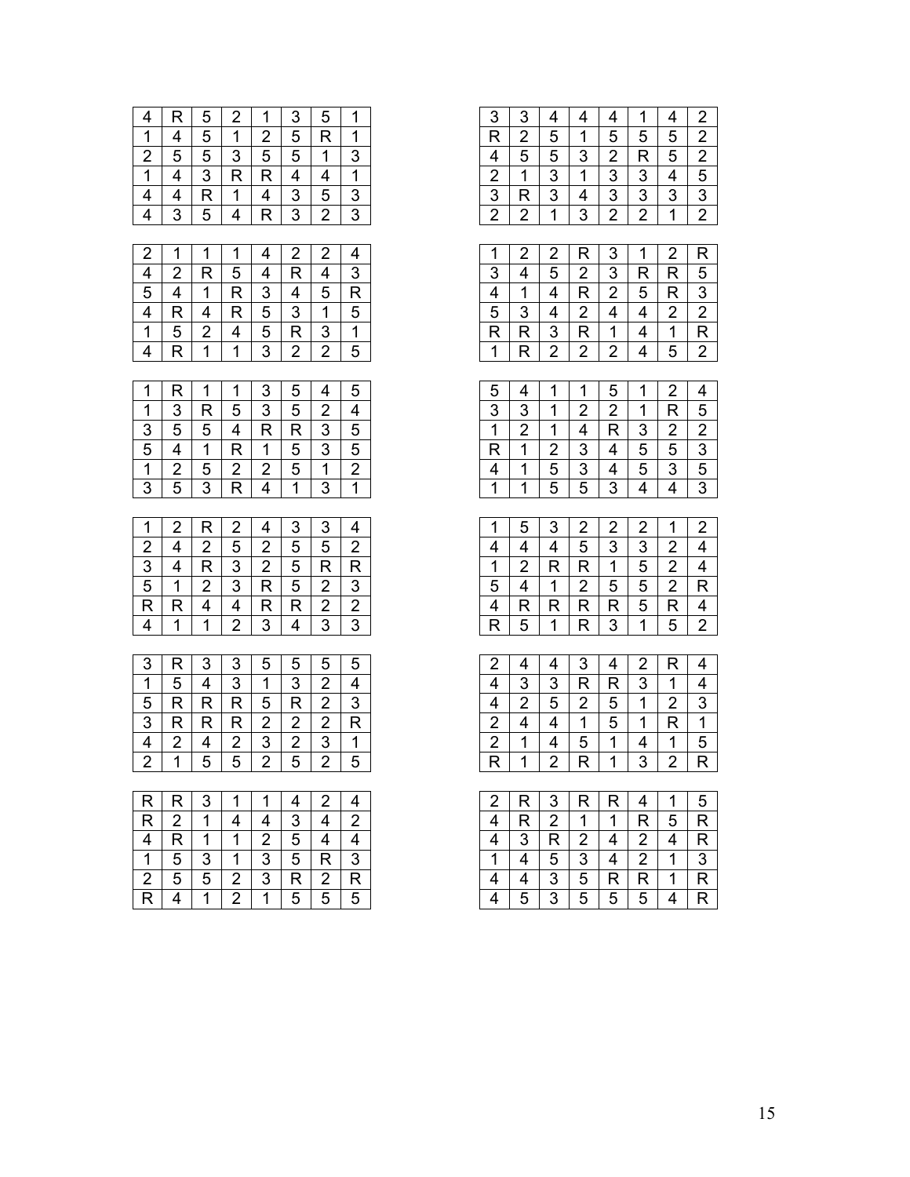| | | | | | | | |
|---|---|---|---|---|---|---|---|
| 4 | R | 5 | 2 | 1 | 3 | 5 | 1 |
| 1 | 4 | 5 | 1 | 2 | 5 | R | 1 |
| 2 | 5 | 5 | 3 | 5 | 5 | 1 | 3 |
| 1 | 4 | 3 | R | R | 4 | 4 | 1 |
| 4 | 4 | R | 1 | 4 | 3 | 5 | 3 |
| 4 | 3 | 5 | 4 | R | 3 | 2 | 3 |

| | | | | | | | |
|---|---|---|---|---|---|---|---|
| 2 | 1 | 1 | 1 | 4 | 2 | 2 | 4 |
| 4 | 2 | R | 5 | 4 | R | 4 | 3 |
| 5 | 4 | 1 | R | 3 | 4 | 5 | R |
| 4 | R | 4 | R | 5 | 3 | 1 | 5 |
| 1 | 5 | 2 | 4 | 5 | R | 3 | 1 |
| 4 | R | 1 | 1 | 3 | 2 | 2 | 5 |

| | | | | | | | |
|---|---|---|---|---|---|---|---|
| 1 | R | 1 | 1 | 3 | 5 | 4 | 5 |
| 1 | 3 | R | 5 | 3 | 5 | 2 | 4 |
| 3 | 5 | 5 | 4 | R | R | 3 | 5 |
| 5 | 4 | 1 | R | 1 | 5 | 3 | 5 |
| 1 | 2 | 5 | 2 | 2 | 5 | 1 | 2 |
| 3 | 5 | 3 | R | 4 | 1 | 3 | 1 |

| | | | | | | | |
|---|---|---|---|---|---|---|---|
| 1 | 2 | R | 2 | 4 | 3 | 3 | 4 |
| 2 | 4 | 2 | 5 | 2 | 5 | 5 | 2 |
| 3 | 4 | R | 3 | 2 | 5 | R | R |
| 5 | 1 | 2 | 3 | R | 5 | 2 | 3 |
| R | R | 4 | 4 | R | R | 2 | 2 |
| 4 | 1 | 1 | 2 | 3 | 4 | 3 | 3 |

| | | | | | | | |
|---|---|---|---|---|---|---|---|
| 3 | R | 3 | 3 | 5 | 5 | 5 | 5 |
| 1 | 5 | 4 | 3 | 1 | 3 | 2 | 4 |
| 5 | R | R | R | 5 | R | 2 | 3 |
| 3 | R | R | R | 2 | 2 | 2 | R |
| 4 | 2 | 4 | 2 | 3 | 2 | 3 | 1 |
| 2 | 1 | 5 | 5 | 2 | 5 | 2 | 5 |

| | | | | | | | |
|---|---|---|---|---|---|---|---|
| R | R | 3 | 1 | 1 | 4 | 2 | 4 |
| R | 2 | 1 | 4 | 4 | 3 | 4 | 2 |
| 4 | R | 1 | 1 | 2 | 5 | 4 | 4 |
| 1 | 5 | 3 | 1 | 3 | 5 | R | 3 |
| 2 | 5 | 5 | 2 | 3 | R | 2 | R |
| R | 4 | 1 | 2 | 1 | 5 | 5 | 5 |

| | | | | | | | |
|---|---|---|---|---|---|---|---|
| 3 | 3 | 4 | 4 | 4 | 1 | 4 | 2 |
| R | 2 | 5 | 1 | 5 | 5 | 5 | 2 |
| 4 | 5 | 5 | 3 | 2 | R | 5 | 2 |
| 2 | 1 | 3 | 1 | 3 | 3 | 4 | 5 |
| 3 | R | 3 | 4 | 3 | 3 | 3 | 3 |
| 2 | 2 | 1 | 3 | 2 | 2 | 1 | 2 |

| | | | | | | | |
|---|---|---|---|---|---|---|---|
| 1 | 2 | 2 | R | 3 | 1 | 2 | R |
| 3 | 4 | 5 | 2 | 3 | R | R | 5 |
| 4 | 1 | 4 | R | 2 | 5 | R | 3 |
| 5 | 3 | 4 | 2 | 4 | 4 | 2 | 2 |
| R | R | 3 | R | 1 | 4 | 1 | R |
| 1 | R | 2 | 2 | 2 | 4 | 5 | 2 |

| | | | | | | | |
|---|---|---|---|---|---|---|---|
| 5 | 4 | 1 | 1 | 5 | 1 | 2 | 4 |
| 3 | 3 | 1 | 2 | 2 | 1 | R | 5 |
| 1 | 2 | 1 | 4 | R | 3 | 2 | 2 |
| R | 1 | 2 | 3 | 4 | 5 | 5 | 3 |
| 4 | 1 | 5 | 3 | 4 | 5 | 3 | 5 |
| 1 | 1 | 5 | 5 | 3 | 4 | 4 | 3 |

| | | | | | | | |
|---|---|---|---|---|---|---|---|
| 1 | 5 | 3 | 2 | 2 | 2 | 1 | 2 |
| 4 | 4 | 4 | 5 | 3 | 3 | 2 | 4 |
| 1 | 2 | R | R | 1 | 5 | 2 | 4 |
| 5 | 4 | 1 | 2 | 5 | 5 | 2 | R |
| 4 | R | R | R | R | 5 | R | 4 |
| R | 5 | 1 | R | 3 | 1 | 5 | 2 |

| | | | | | | | |
|---|---|---|---|---|---|---|---|
| 2 | 4 | 4 | 3 | 4 | 2 | R | 4 |
| 4 | 3 | 3 | R | R | 3 | 1 | 4 |
| 4 | 2 | 5 | 2 | 5 | 1 | 2 | 3 |
| 2 | 4 | 4 | 1 | 5 | 1 | R | 1 |
| 2 | 1 | 4 | 5 | 1 | 4 | 1 | 5 |
| R | 1 | 2 | R | 1 | 3 | 2 | R |

| | | | | | | | |
|---|---|---|---|---|---|---|---|
| 2 | R | 3 | R | R | 4 | 1 | 5 |
| 4 | R | 2 | 1 | 1 | R | 5 | R |
| 4 | 3 | R | 2 | 4 | 2 | 4 | R |
| 1 | 4 | 5 | 3 | 4 | 2 | 1 | 3 |
| 4 | 4 | 3 | 5 | R | R | 1 | R |
| 4 | 5 | 3 | 5 | 5 | 5 | 4 | R |